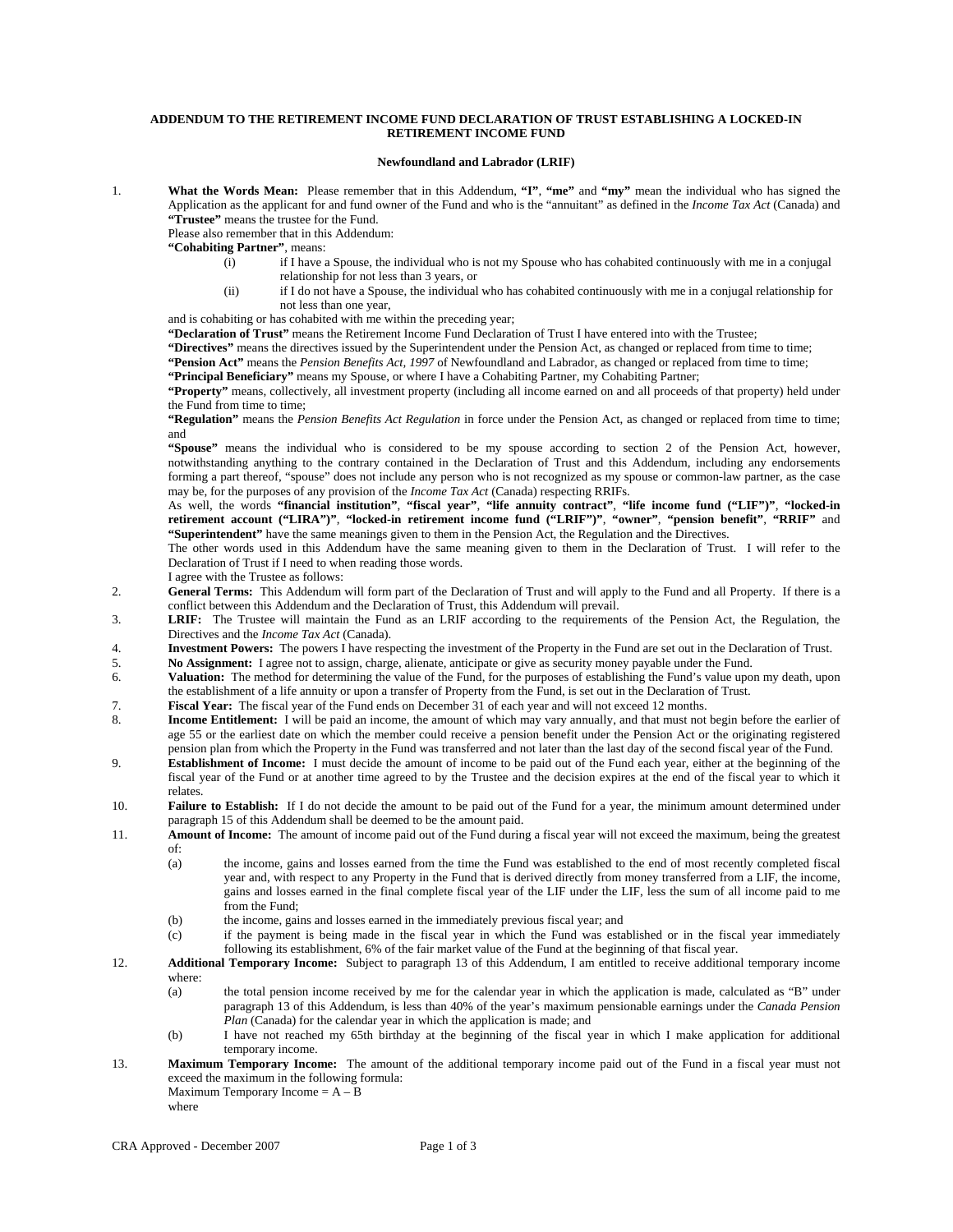**ADDENDUM TO THE RETIREMENT INCOME FUND DECLARATION OF TRUST ESTABLISHING A LOCKED-IN RETIREMENT INCOME FUND**

**Newfoundland and Labrador (LRIF)**

1. **What the Words Mean:** Please remember that in this Addendum, **"I"**, **"me"** and **"my"** mean the individual who has signed the Application as the applicant for and fund owner of the Fund and who is the "annuitant" as defined in the *Income Tax Act* (Canada) and **"Trustee"** means the trustee for the Fund.

   Please also remember that in this Addendum:

   **"Cohabiting Partner"**, means:

   (i) if I have a Spouse, the individual who is not my Spouse who has cohabited continuously with me in a conjugal relationship for not less than 3 years, or

   (ii) if I do not have a Spouse, the individual who has cohabited continuously with me in a conjugal relationship for not less than one year,

   and is cohabiting or has cohabited with me within the preceding year;

   **"Declaration of Trust"** means the Retirement Income Fund Declaration of Trust I have entered into with the Trustee;

   **"Directives"** means the directives issued by the Superintendent under the Pension Act, as changed or replaced from time to time;

   **"Pension Act"** means the *Pension Benefits Act, 1997* of Newfoundland and Labrador, as changed or replaced from time to time;

   **"Principal Beneficiary"** means my Spouse, or where I have a Cohabiting Partner, my Cohabiting Partner;

   **"Property"** means, collectively, all investment property (including all income earned on and all proceeds of that property) held under the Fund from time to time;

   **"Regulation"** means the *Pension Benefits Act Regulation* in force under the Pension Act, as changed or replaced from time to time; and

   **"Spouse"** means the individual who is considered to be my spouse according to section 2 of the Pension Act, however, notwithstanding anything to the contrary contained in the Declaration of Trust and this Addendum, including any endorsements forming a part thereof, "spouse" does not include any person who is not recognized as my spouse or common-law partner, as the case may be, for the purposes of any provision of the *Income Tax Act* (Canada) respecting RRIFs.

   As well, the words **"financial institution"**, **"fiscal year"**, **"life annuity contract"**, **"life income fund ("LIF")"**, **"locked-in retirement account ("LIRA")"**, **"locked-in retirement income fund ("LRIF")"**, **"owner"**, **"pension benefit"**, **"RRIF"** and **"Superintendent"** have the same meanings given to them in the Pension Act, the Regulation and the Directives.

   The other words used in this Addendum have the same meaning given to them in the Declaration of Trust. I will refer to the Declaration of Trust if I need to when reading those words.

   I agree with the Trustee as follows:

2. **General Terms:** This Addendum will form part of the Declaration of Trust and will apply to the Fund and all Property. If there is a conflict between this Addendum and the Declaration of Trust, this Addendum will prevail.

3. **LRIF:** The Trustee will maintain the Fund as an LRIF according to the requirements of the Pension Act, the Regulation, the Directives and the *Income Tax Act* (Canada).

4. **Investment Powers:** The powers I have respecting the investment of the Property in the Fund are set out in the Declaration of Trust.

5. **No Assignment:** I agree not to assign, charge, alienate, anticipate or give as security money payable under the Fund.

6. **Valuation:** The method for determining the value of the Fund, for the purposes of establishing the Fund's value upon my death, upon the establishment of a life annuity or upon a transfer of Property from the Fund, is set out in the Declaration of Trust.

7. **Fiscal Year:** The fiscal year of the Fund ends on December 31 of each year and will not exceed 12 months.

8. **Income Entitlement:** I will be paid an income, the amount of which may vary annually, and that must not begin before the earlier of age 55 or the earliest date on which the member could receive a pension benefit under the Pension Act or the originating registered pension plan from which the Property in the Fund was transferred and not later than the last day of the second fiscal year of the Fund.

9. **Establishment of Income:** I must decide the amount of income to be paid out of the Fund each year, either at the beginning of the fiscal year of the Fund or at another time agreed to by the Trustee and the decision expires at the end of the fiscal year to which it relates.

10. **Failure to Establish:** If I do not decide the amount to be paid out of the Fund for a year, the minimum amount determined under paragraph 15 of this Addendum shall be deemed to be the amount paid.

11. **Amount of Income:** The amount of income paid out of the Fund during a fiscal year will not exceed the maximum, being the greatest of:

    (a) the income, gains and losses earned from the time the Fund was established to the end of most recently completed fiscal year and, with respect to any Property in the Fund that is derived directly from money transferred from a LIF, the income, gains and losses earned in the final complete fiscal year of the LIF under the LIF, less the sum of all income paid to me from the Fund;

    (b) the income, gains and losses earned in the immediately previous fiscal year; and

    (c) if the payment is being made in the fiscal year in which the Fund was established or in the fiscal year immediately following its establishment, 6% of the fair market value of the Fund at the beginning of that fiscal year.

12. **Additional Temporary Income:** Subject to paragraph 13 of this Addendum, I am entitled to receive additional temporary income where:

    (a) the total pension income received by me for the calendar year in which the application is made, calculated as "B" under paragraph 13 of this Addendum, is less than 40% of the year's maximum pensionable earnings under the *Canada Pension Plan* (Canada) for the calendar year in which the application is made; and

    (b) I have not reached my 65th birthday at the beginning of the fiscal year in which I make application for additional temporary income.

13. **Maximum Temporary Income:** The amount of the additional temporary income paid out of the Fund in a fiscal year must not exceed the maximum in the following formula:

    Maximum Temporary Income = $A - B$

    where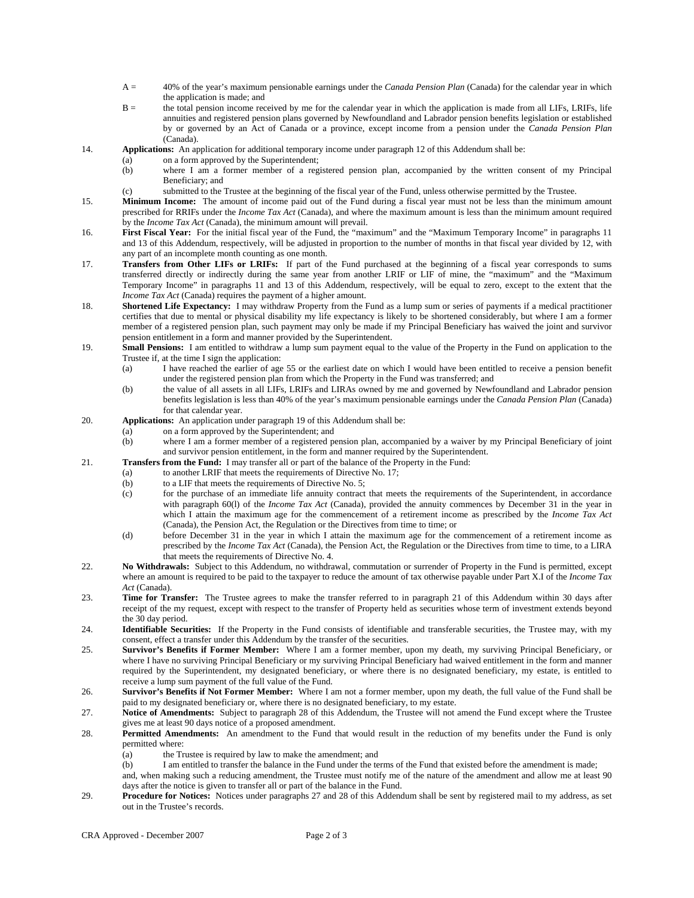A = 40% of the year's maximum pensionable earnings under the *Canada Pension Plan* (Canada) for the calendar year in which the application is made; and

B = the total pension income received by me for the calendar year in which the application is made from all LIFs, LRIFs, life annuities and registered pension plans governed by Newfoundland and Labrador pension benefits legislation or established by or governed by an Act of Canada or a province, except income from a pension under the *Canada Pension Plan* (Canada).

14. **Applications:** An application for additional temporary income under paragraph 12 of this Addendum shall be:
    - (a) on a form approved by the Superintendent;
    - (b) where I am a former member of a registered pension plan, accompanied by the written consent of my Principal Beneficiary; and
    - (c) submitted to the Trustee at the beginning of the fiscal year of the Fund, unless otherwise permitted by the Trustee.

15. **Minimum Income:** The amount of income paid out of the Fund during a fiscal year must not be less than the minimum amount prescribed for RRIFs under the *Income Tax Act* (Canada), and where the maximum amount is less than the minimum amount required by the *Income Tax Act* (Canada), the minimum amount will prevail.

16. **First Fiscal Year:** For the initial fiscal year of the Fund, the "maximum" and the "Maximum Temporary Income" in paragraphs 11 and 13 of this Addendum, respectively, will be adjusted in proportion to the number of months in that fiscal year divided by 12, with any part of an incomplete month counting as one month.

17. **Transfers from Other LIFs or LRIFs:** If part of the Fund purchased at the beginning of a fiscal year corresponds to sums transferred directly or indirectly during the same year from another LRIF or LIF of mine, the "maximum" and the "Maximum Temporary Income" in paragraphs 11 and 13 of this Addendum, respectively, will be equal to zero, except to the extent that the *Income Tax Act* (Canada) requires the payment of a higher amount.

18. **Shortened Life Expectancy:** I may withdraw Property from the Fund as a lump sum or series of payments if a medical practitioner certifies that due to mental or physical disability my life expectancy is likely to be shortened considerably, but where I am a former member of a registered pension plan, such payment may only be made if my Principal Beneficiary has waived the joint and survivor pension entitlement in a form and manner provided by the Superintendent.

19. **Small Pensions:** I am entitled to withdraw a lump sum payment equal to the value of the Property in the Fund on application to the Trustee if, at the time I sign the application:
    - (a) I have reached the earlier of age 55 or the earliest date on which I would have been entitled to receive a pension benefit under the registered pension plan from which the Property in the Fund was transferred; and
    - (b) the value of all assets in all LIFs, LRIFs and LIRAs owned by me and governed by Newfoundland and Labrador pension benefits legislation is less than 40% of the year's maximum pensionable earnings under the *Canada Pension Plan* (Canada) for that calendar year.

20. **Applications:** An application under paragraph 19 of this Addendum shall be:
    - (a) on a form approved by the Superintendent; and
    - (b) where I am a former member of a registered pension plan, accompanied by a waiver by my Principal Beneficiary of joint and survivor pension entitlement, in the form and manner required by the Superintendent.

21. **Transfers from the Fund:** I may transfer all or part of the balance of the Property in the Fund:
    - (a) to another LRIF that meets the requirements of Directive No. 17;
    - (b) to a LIF that meets the requirements of Directive No. 5;
    - (c) for the purchase of an immediate life annuity contract that meets the requirements of the Superintendent, in accordance with paragraph 60(l) of the *Income Tax Act* (Canada), provided the annuity commences by December 31 in the year in which I attain the maximum age for the commencement of a retirement income as prescribed by the *Income Tax Act* (Canada), the Pension Act, the Regulation or the Directives from time to time; or
    - (d) before December 31 in the year in which I attain the maximum age for the commencement of a retirement income as prescribed by the *Income Tax Act* (Canada), the Pension Act, the Regulation or the Directives from time to time, to a LIRA that meets the requirements of Directive No. 4.

22. **No Withdrawals:** Subject to this Addendum, no withdrawal, commutation or surrender of Property in the Fund is permitted, except where an amount is required to be paid to the taxpayer to reduce the amount of tax otherwise payable under Part X.I of the *Income Tax Act* (Canada).

23. **Time for Transfer:** The Trustee agrees to make the transfer referred to in paragraph 21 of this Addendum within 30 days after receipt of the my request, except with respect to the transfer of Property held as securities whose term of investment extends beyond the 30 day period.

24. **Identifiable Securities:** If the Property in the Fund consists of identifiable and transferable securities, the Trustee may, with my consent, effect a transfer under this Addendum by the transfer of the securities.

25. **Survivor's Benefits if Former Member:** Where I am a former member, upon my death, my surviving Principal Beneficiary, or where I have no surviving Principal Beneficiary or my surviving Principal Beneficiary had waived entitlement in the form and manner required by the Superintendent, my designated beneficiary, or where there is no designated beneficiary, my estate, is entitled to receive a lump sum payment of the full value of the Fund.

26. **Survivor's Benefits if Not Former Member:** Where I am not a former member, upon my death, the full value of the Fund shall be paid to my designated beneficiary or, where there is no designated beneficiary, to my estate.

27. **Notice of Amendments:** Subject to paragraph 28 of this Addendum, the Trustee will not amend the Fund except where the Trustee gives me at least 90 days notice of a proposed amendment.

28. **Permitted Amendments:** An amendment to the Fund that would result in the reduction of my benefits under the Fund is only permitted where:
    - (a) the Trustee is required by law to make the amendment; and
    - (b) I am entitled to transfer the balance in the Fund under the terms of the Fund that existed before the amendment is made;

    and, when making such a reducing amendment, the Trustee must notify me of the nature of the amendment and allow me at least 90 days after the notice is given to transfer all or part of the balance in the Fund.

29. **Procedure for Notices:** Notices under paragraphs 27 and 28 of this Addendum shall be sent by registered mail to my address, as set out in the Trustee's records.

CRA Approved - December 2007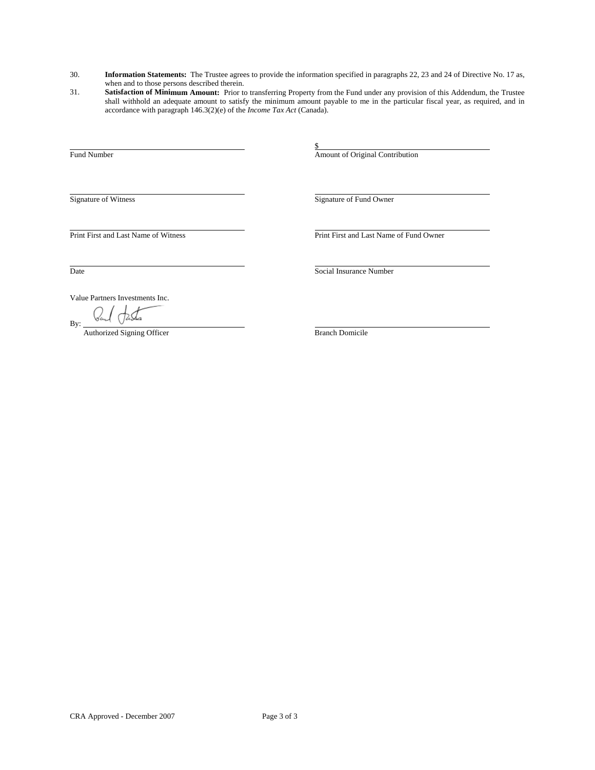30. **Information Statements:** The Trustee agrees to provide the information specified in paragraphs 22, 23 and 24 of Directive No. 17 as, when and to those persons described therein.

31. **Satisfaction of Minimum Amount:** Prior to transferring Property from the Fund under any provision of this Addendum, the Trustee shall withhold an adequate amount to satisfy the minimum amount payable to me in the particular fiscal year, as required, and in accordance with paragraph 146.3(2)(e) of the *Income Tax Act* (Canada).

| | |
|---|---|
| \_\_\_\_\_\_\_\_\_\_\_\_\_\_\_\_\_\_\_\_\_\_\_\_ | $\_\_\_\_\_\_\_\_\_\_\_\_\_\_\_\_\_\_\_\_\_\_\_\_ |
| Fund Number | Amount of Original Contribution |
| \_\_\_\_\_\_\_\_\_\_\_\_\_\_\_\_\_\_\_\_\_\_\_\_ | \_\_\_\_\_\_\_\_\_\_\_\_\_\_\_\_\_\_\_\_\_\_\_\_ |
| Signature of Witness | Signature of Fund Owner |
| \_\_\_\_\_\_\_\_\_\_\_\_\_\_\_\_\_\_\_\_\_\_\_\_ | \_\_\_\_\_\_\_\_\_\_\_\_\_\_\_\_\_\_\_\_\_\_\_\_ |
| Print First and Last Name of Witness | Print First and Last Name of Fund Owner |
| \_\_\_\_\_\_\_\_\_\_\_\_\_\_\_\_\_\_\_\_\_\_\_\_ | \_\_\_\_\_\_\_\_\_\_\_\_\_\_\_\_\_\_\_\_\_\_\_\_ |
| Date | Social Insurance Number |

Value Partners Investments Inc.

By: \_\_\_\_\_\_\_\_\_\_\_\_\_\_\_\_\_\_\_\_\_\_\_\_

Authorized Signing Officer

\_\_\_\_\_\_\_\_\_\_\_\_\_\_\_\_\_\_\_\_\_\_\_\_

Branch Domicile

CRA Approved - December 2007